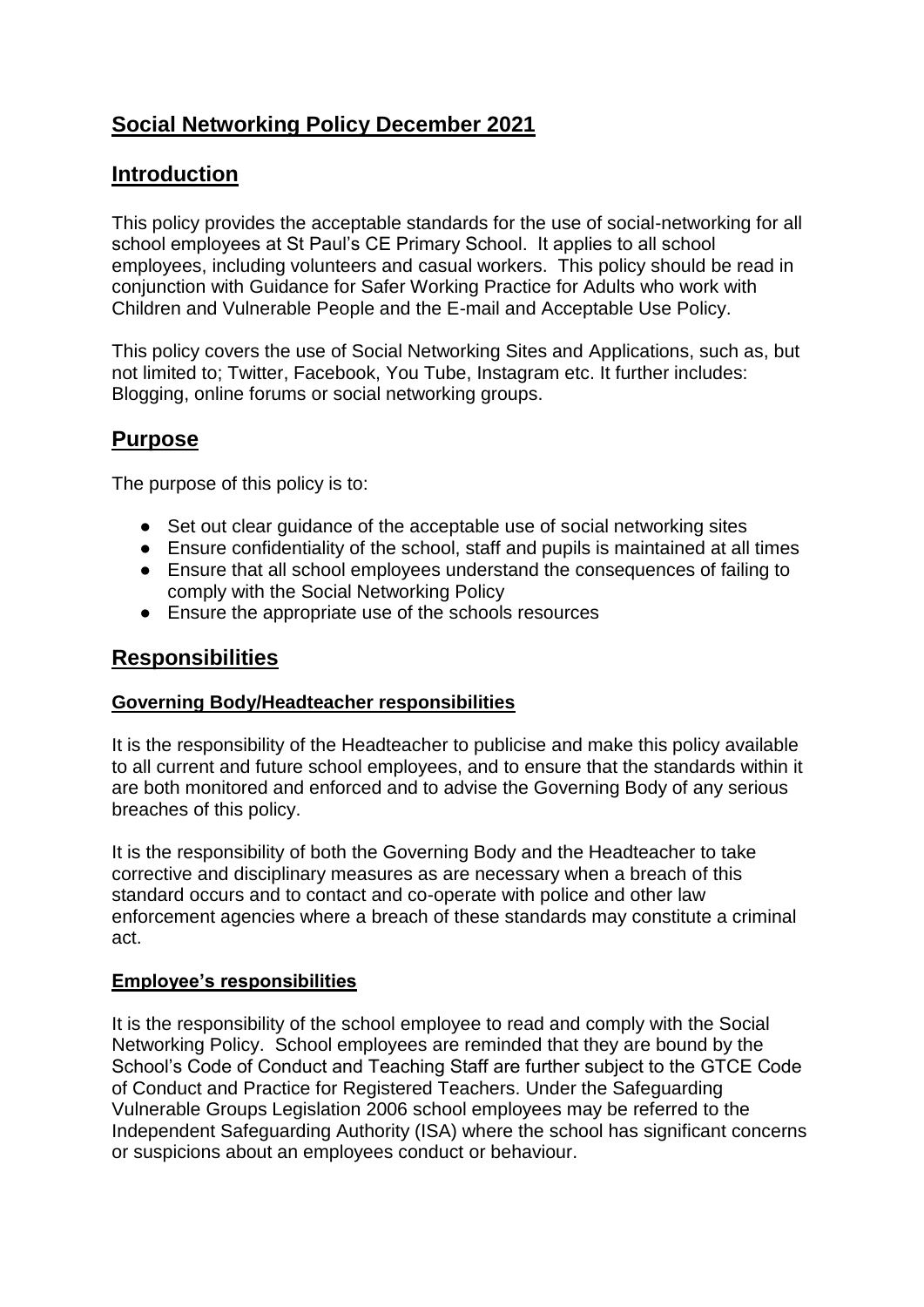# Social Networking Policy December 2021

## Introduction

This policy provides the acceptable standards for the use of social-networking for all school employees at St Paul's CE Primary School. It applies to all school employees, including volunteers and casual workers. This policy should be read in conjunction with Guidance for Safer Working Practice for Adults who work with Children and Vulnerable People and the E-mail and Acceptable Use Policy.

This policy covers the use of Social Networking Sites and Applications, such as, but not limited to; Twitter, Facebook, You Tube, Instagram etc. It further includes: Blogging, online forums or social networking groups.

## Purpose

The purpose of this policy is to:

- Set out clear guidance of the acceptable use of social networking sites
- Ensure confidentiality of the school, staff and pupils is maintained at all times
- Ensure that all school employees understand the consequences of failing to comply with the Social Networking Policy
- Ensure the appropriate use of the schools resources

## Responsibilities

### Governing Body/Headteacher responsibilities

It is the responsibility of the Headteacher to publicise and make this policy available to all current and future school employees, and to ensure that the standards within it are both monitored and enforced and to advise the Governing Body of any serious breaches of this policy.

It is the responsibility of both the Governing Body and the Headteacher to take corrective and disciplinary measures as are necessary when a breach of this standard occurs and to contact and co-operate with police and other law enforcement agencies where a breach of these standards may constitute a criminal act.

### Employee's responsibilities

It is the responsibility of the school employee to read and comply with the Social Networking Policy. School employees are reminded that they are bound by the School's Code of Conduct and Teaching Staff are further subject to the GTCE Code of Conduct and Practice for Registered Teachers. Under the Safeguarding Vulnerable Groups Legislation 2006 school employees may be referred to the Independent Safeguarding Authority (ISA) where the school has significant concerns or suspicions about an employees conduct or behaviour.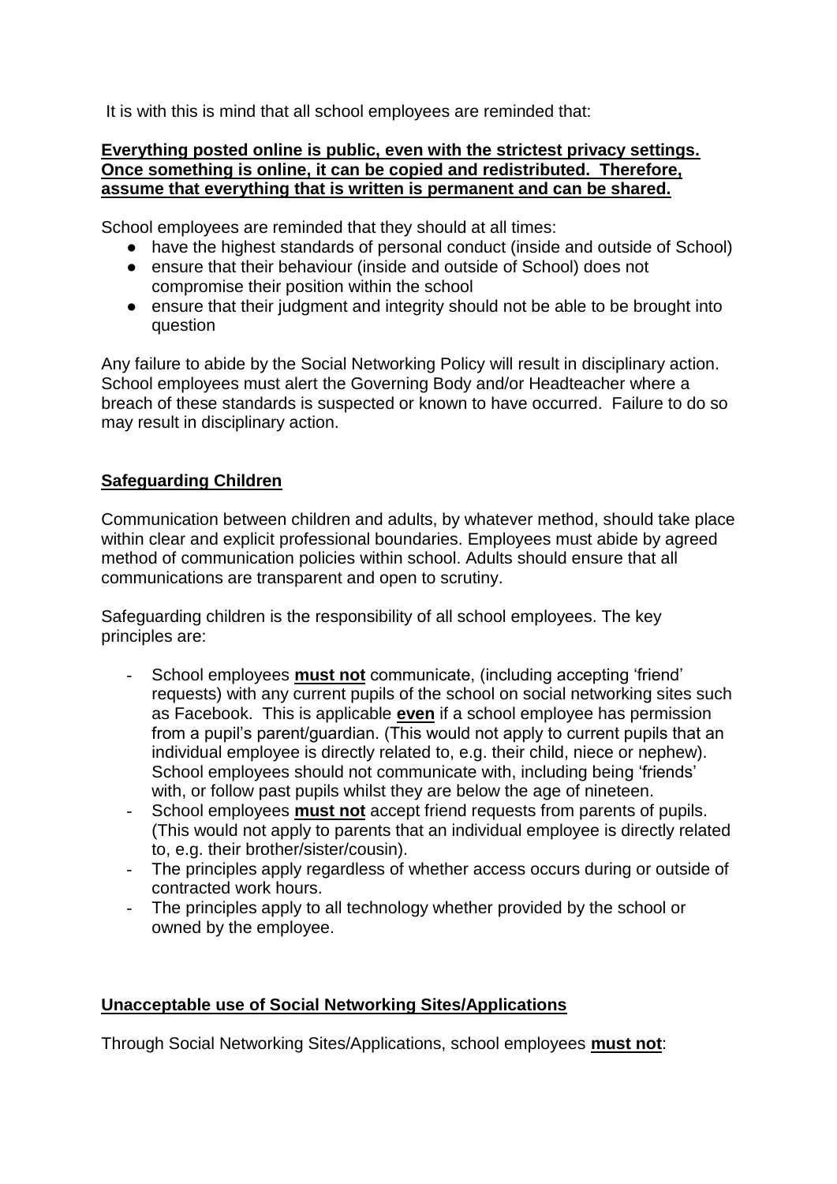It is with this is mind that all school employees are reminded that:

**Everything posted online is public, even with the strictest privacy settings. Once something is online, it can be copied and redistributed. Therefore, assume that everything that is written is permanent and can be shared.**

School employees are reminded that they should at all times:

- have the highest standards of personal conduct (inside and outside of School)
- ensure that their behaviour (inside and outside of School) does not compromise their position within the school
- ensure that their judgment and integrity should not be able to be brought into question

Any failure to abide by the Social Networking Policy will result in disciplinary action. School employees must alert the Governing Body and/or Headteacher where a breach of these standards is suspected or known to have occurred. Failure to do so may result in disciplinary action.

## Safeguarding Children

Communication between children and adults, by whatever method, should take place within clear and explicit professional boundaries. Employees must abide by agreed method of communication policies within school. Adults should ensure that all communications are transparent and open to scrutiny.

Safeguarding children is the responsibility of all school employees. The key principles are:

- School employees **must not** communicate, (including accepting 'friend' requests) with any current pupils of the school on social networking sites such as Facebook. This is applicable **even** if a school employee has permission from a pupil's parent/guardian. (This would not apply to current pupils that an individual employee is directly related to, e.g. their child, niece or nephew). School employees should not communicate with, including being 'friends' with, or follow past pupils whilst they are below the age of nineteen.
- School employees **must not** accept friend requests from parents of pupils. (This would not apply to parents that an individual employee is directly related to, e.g. their brother/sister/cousin).
- The principles apply regardless of whether access occurs during or outside of contracted work hours.
- The principles apply to all technology whether provided by the school or owned by the employee.

## Unacceptable use of Social Networking Sites/Applications

Through Social Networking Sites/Applications, school employees **must not**: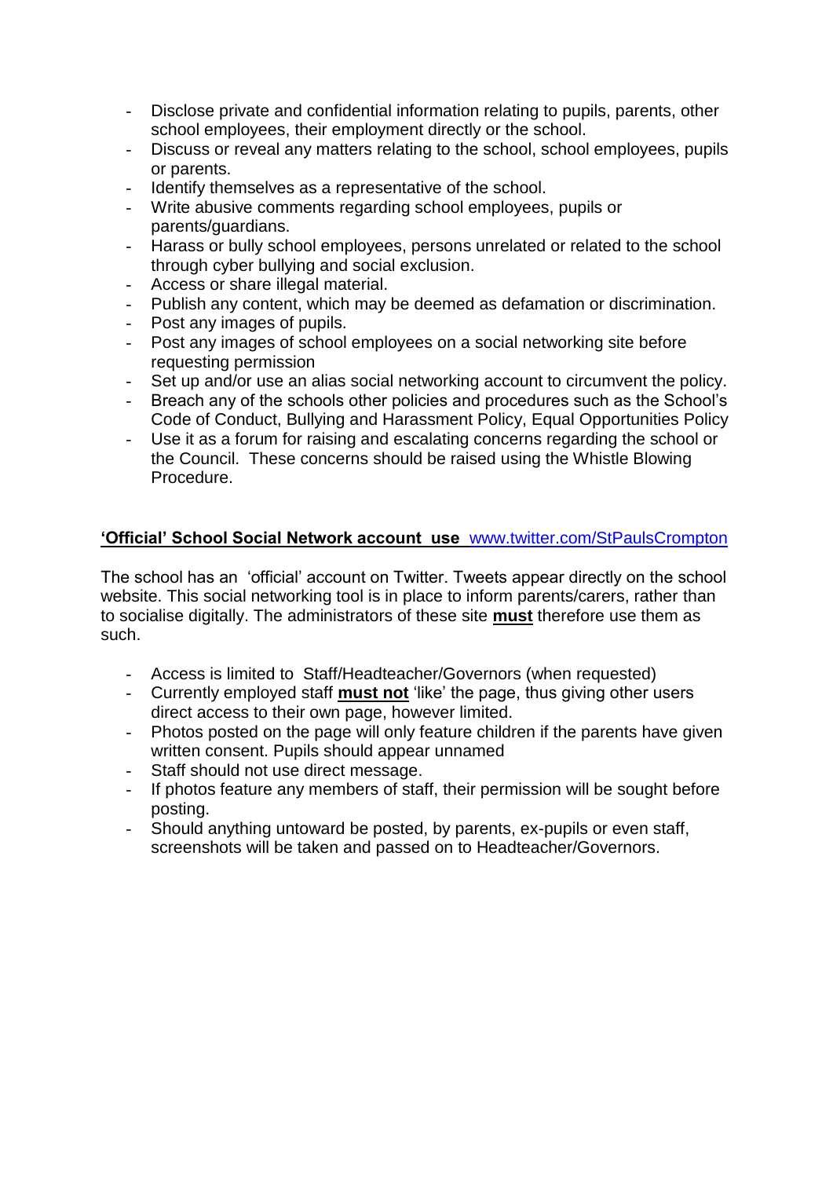- Disclose private and confidential information relating to pupils, parents, other school employees, their employment directly or the school.
- Discuss or reveal any matters relating to the school, school employees, pupils or parents.
- Identify themselves as a representative of the school.
- Write abusive comments regarding school employees, pupils or parents/guardians.
- Harass or bully school employees, persons unrelated or related to the school through cyber bullying and social exclusion.
- Access or share illegal material.
- Publish any content, which may be deemed as defamation or discrimination.
- Post any images of pupils.
- Post any images of school employees on a social networking site before requesting permission
- Set up and/or use an alias social networking account to circumvent the policy.
- Breach any of the schools other policies and procedures such as the School's Code of Conduct, Bullying and Harassment Policy, Equal Opportunities Policy
- Use it as a forum for raising and escalating concerns regarding the school or the Council. These concerns should be raised using the Whistle Blowing Procedure.

**'Official' School Social Network account use** [www.twitter.com/StPaulsCrompton](www.twitter.com/StPaulsCrompton)

The school has an 'official' account on Twitter. Tweets appear directly on the school website. This social networking tool is in place to inform parents/carers, rather than to socialise digitally. The administrators of these site **must** therefore use them as such.

- Access is limited to Staff/Headteacher/Governors (when requested)
- Currently employed staff **must not** 'like' the page, thus giving other users direct access to their own page, however limited.
- Photos posted on the page will only feature children if the parents have given written consent. Pupils should appear unnamed
- Staff should not use direct message.
- If photos feature any members of staff, their permission will be sought before posting.
- Should anything untoward be posted, by parents, ex-pupils or even staff, screenshots will be taken and passed on to Headteacher/Governors.